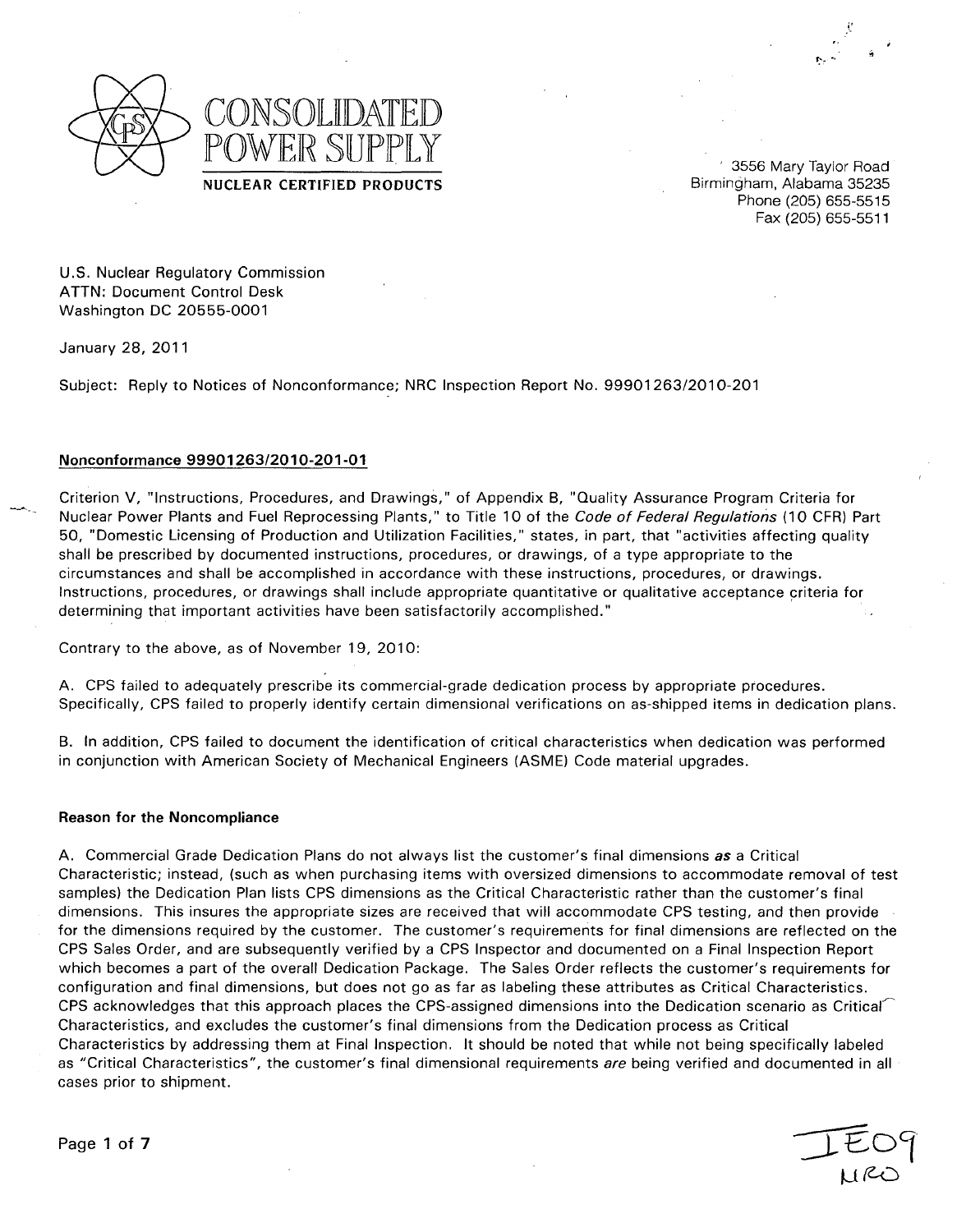# CONSOLIDATED POWER SUPPLY

**NUCLEAR CERTIFIED PRODUCTS**

3556 Mary Taylor Road
Birmingham, Alabama 35235
Phone (205) 655-5515
Fax (205) 655-5511

U.S. Nuclear Regulatory Commission
ATTN: Document Control Desk
Washington DC 20555-0001

January 28, 2011

Subject: Reply to Notices of Nonconformance; NRC Inspection Report No. 99901263/2010-201

## Nonconformance 99901263/2010-201-01

Criterion V, "Instructions, Procedures, and Drawings," of Appendix B, "Quality Assurance Program Criteria for Nuclear Power Plants and Fuel Reprocessing Plants," to Title 10 of the *Code of Federal Regulations* (10 CFR) Part 50, "Domestic Licensing of Production and Utilization Facilities," states, in part, that "activities affecting quality shall be prescribed by documented instructions, procedures, or drawings, of a type appropriate to the circumstances and shall be accomplished in accordance with these instructions, procedures, or drawings. Instructions, procedures, or drawings shall include appropriate quantitative or qualitative acceptance criteria for determining that important activities have been satisfactorily accomplished."

Contrary to the above, as of November 19, 2010:

A. CPS failed to adequately prescribe its commercial-grade dedication process by appropriate procedures. Specifically, CPS failed to properly identify certain dimensional verifications on as-shipped items in dedication plans.

B. In addition, CPS failed to document the identification of critical characteristics when dedication was performed in conjunction with American Society of Mechanical Engineers (ASME) Code material upgrades.

### Reason for the Noncompliance

A. Commercial Grade Dedication Plans do not always list the customer's final dimensions *as* a Critical Characteristic; instead, (such as when purchasing items with oversized dimensions to accommodate removal of test samples) the Dedication Plan lists CPS dimensions as the Critical Characteristic rather than the customer's final dimensions. This insures the appropriate sizes are received that will accommodate CPS testing, and then provide for the dimensions required by the customer. The customer's requirements for final dimensions are reflected on the CPS Sales Order, and are subsequently verified by a CPS Inspector and documented on a Final Inspection Report which becomes a part of the overall Dedication Package. The Sales Order reflects the customer's requirements for configuration and final dimensions, but does not go as far as labeling these attributes as Critical Characteristics. CPS acknowledges that this approach places the CPS-assigned dimensions into the Dedication scenario as Critical Characteristics, and excludes the customer's final dimensions from the Dedication process as Critical Characteristics by addressing them at Final Inspection. It should be noted that while not being specifically labeled as "Critical Characteristics", the customer's final dimensional requirements *are* being verified and documented in all cases prior to shipment.

IE09
NRO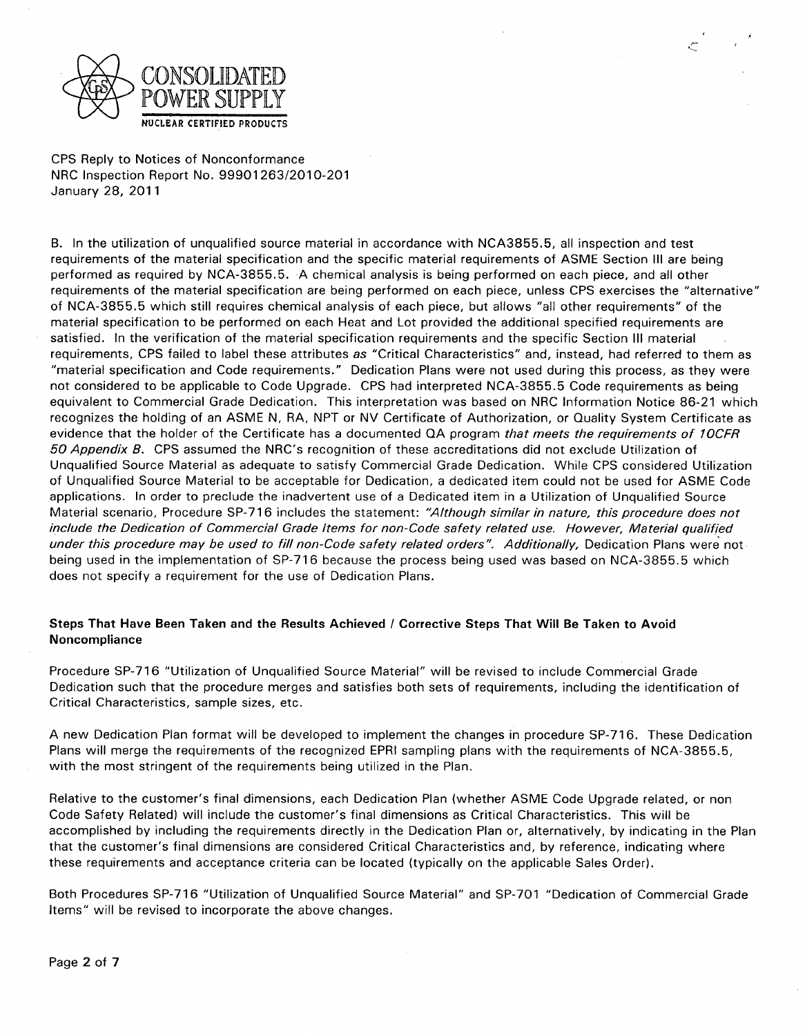B. In the utilization of unqualified source material in accordance with NCA3855.5, all inspection and test requirements of the material specification and the specific material requirements of ASME Section III are being performed as required by NCA-3855.5. A chemical analysis is being performed on each piece, and all other requirements of the material specification are being performed on each piece, unless CPS exercises the "alternative" of NCA-3855.5 which still requires chemical analysis of each piece, but allows "all other requirements" of the material specification to be performed on each Heat and Lot provided the additional specified requirements are satisfied. In the verification of the material specification requirements and the specific Section III material requirements, CPS failed to label these attributes *as* "Critical Characteristics" and, instead, had referred to them as "material specification and Code requirements." Dedication Plans were not used during this process, as they were not considered to be applicable to Code Upgrade. CPS had interpreted NCA-3855.5 Code requirements as being equivalent to Commercial Grade Dedication. This interpretation was based on NRC Information Notice 86-21 which recognizes the holding of an ASME N, RA, NPT or NV Certificate of Authorization, or Quality System Certificate as evidence that the holder of the Certificate has a documented QA program *that meets the requirements of 10CFR 50 Appendix B*. CPS assumed the NRC's recognition of these accreditations did not exclude Utilization of Unqualified Source Material as adequate to satisfy Commercial Grade Dedication. While CPS considered Utilization of Unqualified Source Material to be acceptable for Dedication, a dedicated item could not be used for ASME Code applications. In order to preclude the inadvertent use of a Dedicated item in a Utilization of Unqualified Source Material scenario, Procedure SP-716 includes the statement: *"Although similar in nature, this procedure does not include the Dedication of Commercial Grade Items for non-Code safety related use. However, Material qualified under this procedure may be used to fill non-Code safety related orders". Additionally,* Dedication Plans were not being used in the implementation of SP-716 because the process being used was based on NCA-3855.5 which does not specify a requirement for the use of Dedication Plans.

**Steps That Have Been Taken and the Results Achieved / Corrective Steps That Will Be Taken to Avoid Noncompliance**

Procedure SP-716 "Utilization of Unqualified Source Material" will be revised to include Commercial Grade Dedication such that the procedure merges and satisfies both sets of requirements, including the identification of Critical Characteristics, sample sizes, etc.

A new Dedication Plan format will be developed to implement the changes in procedure SP-716. These Dedication Plans will merge the requirements of the recognized EPRI sampling plans with the requirements of NCA-3855.5, with the most stringent of the requirements being utilized in the Plan.

Relative to the customer's final dimensions, each Dedication Plan (whether ASME Code Upgrade related, or non Code Safety Related) will include the customer's final dimensions as Critical Characteristics. This will be accomplished by including the requirements directly in the Dedication Plan or, alternatively, by indicating in the Plan that the customer's final dimensions are considered Critical Characteristics and, by reference, indicating where these requirements and acceptance criteria can be located (typically on the applicable Sales Order).

Both Procedures SP-716 "Utilization of Unqualified Source Material" and SP-701 "Dedication of Commercial Grade Items" will be revised to incorporate the above changes.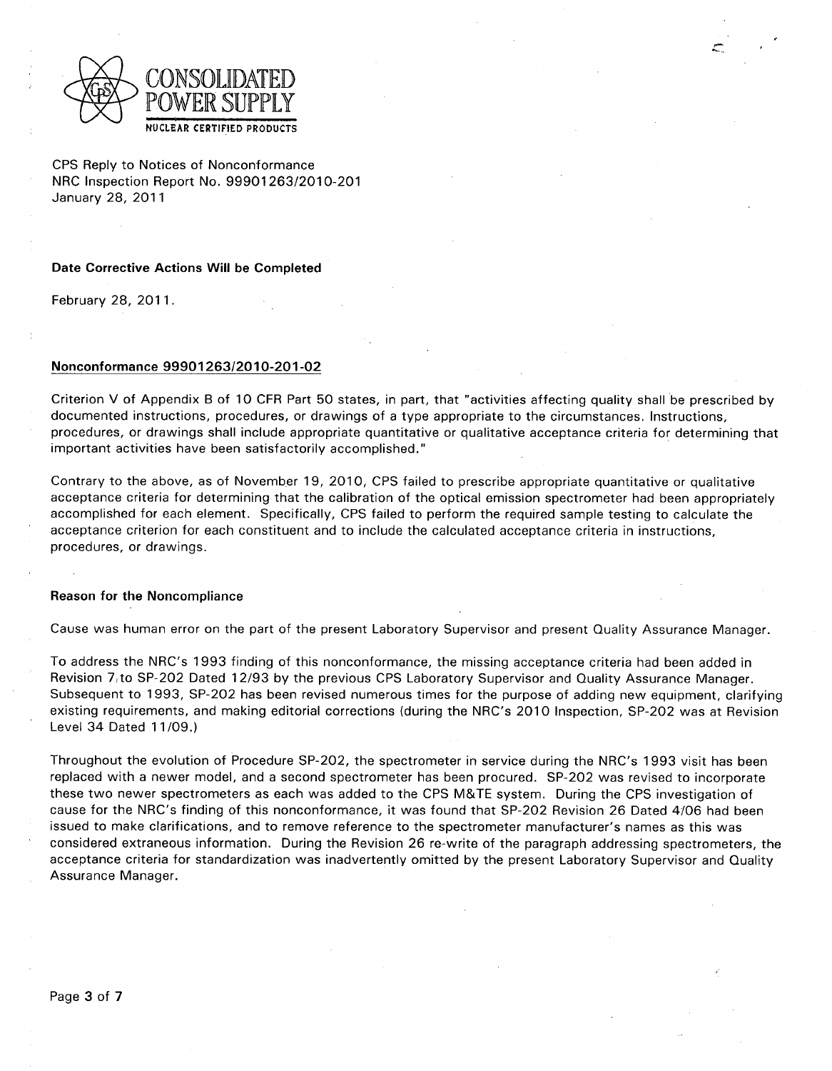CONSOLIDATED POWER SUPPLY
NUCLEAR CERTIFIED PRODUCTS

CPS Reply to Notices of Nonconformance
NRC Inspection Report No. 99901263/2010-201
January 28, 2011

**Date Corrective Actions Will be Completed**

February 28, 2011.

**Nonconformance 99901263/2010-201-02**

Criterion V of Appendix B of 10 CFR Part 50 states, in part, that "activities affecting quality shall be prescribed by documented instructions, procedures, or drawings of a type appropriate to the circumstances. Instructions, procedures, or drawings shall include appropriate quantitative or qualitative acceptance criteria for determining that important activities have been satisfactorily accomplished."

Contrary to the above, as of November 19, 2010, CPS failed to prescribe appropriate quantitative or qualitative acceptance criteria for determining that the calibration of the optical emission spectrometer had been appropriately accomplished for each element. Specifically, CPS failed to perform the required sample testing to calculate the acceptance criterion for each constituent and to include the calculated acceptance criteria in instructions, procedures, or drawings.

**Reason for the Noncompliance**

Cause was human error on the part of the present Laboratory Supervisor and present Quality Assurance Manager.

To address the NRC's 1993 finding of this nonconformance, the missing acceptance criteria had been added in Revision 7 to SP-202 Dated 12/93 by the previous CPS Laboratory Supervisor and Quality Assurance Manager. Subsequent to 1993, SP-202 has been revised numerous times for the purpose of adding new equipment, clarifying existing requirements, and making editorial corrections (during the NRC's 2010 Inspection, SP-202 was at Revision Level 34 Dated 11/09.)

Throughout the evolution of Procedure SP-202, the spectrometer in service during the NRC's 1993 visit has been replaced with a newer model, and a second spectrometer has been procured. SP-202 was revised to incorporate these two newer spectrometers as each was added to the CPS M&TE system. During the CPS investigation of cause for the NRC's finding of this nonconformance, it was found that SP-202 Revision 26 Dated 4/06 had been issued to make clarifications, and to remove reference to the spectrometer manufacturer's names as this was considered extraneous information. During the Revision 26 re-write of the paragraph addressing spectrometers, the acceptance criteria for standardization was inadvertently omitted by the present Laboratory Supervisor and Quality Assurance Manager.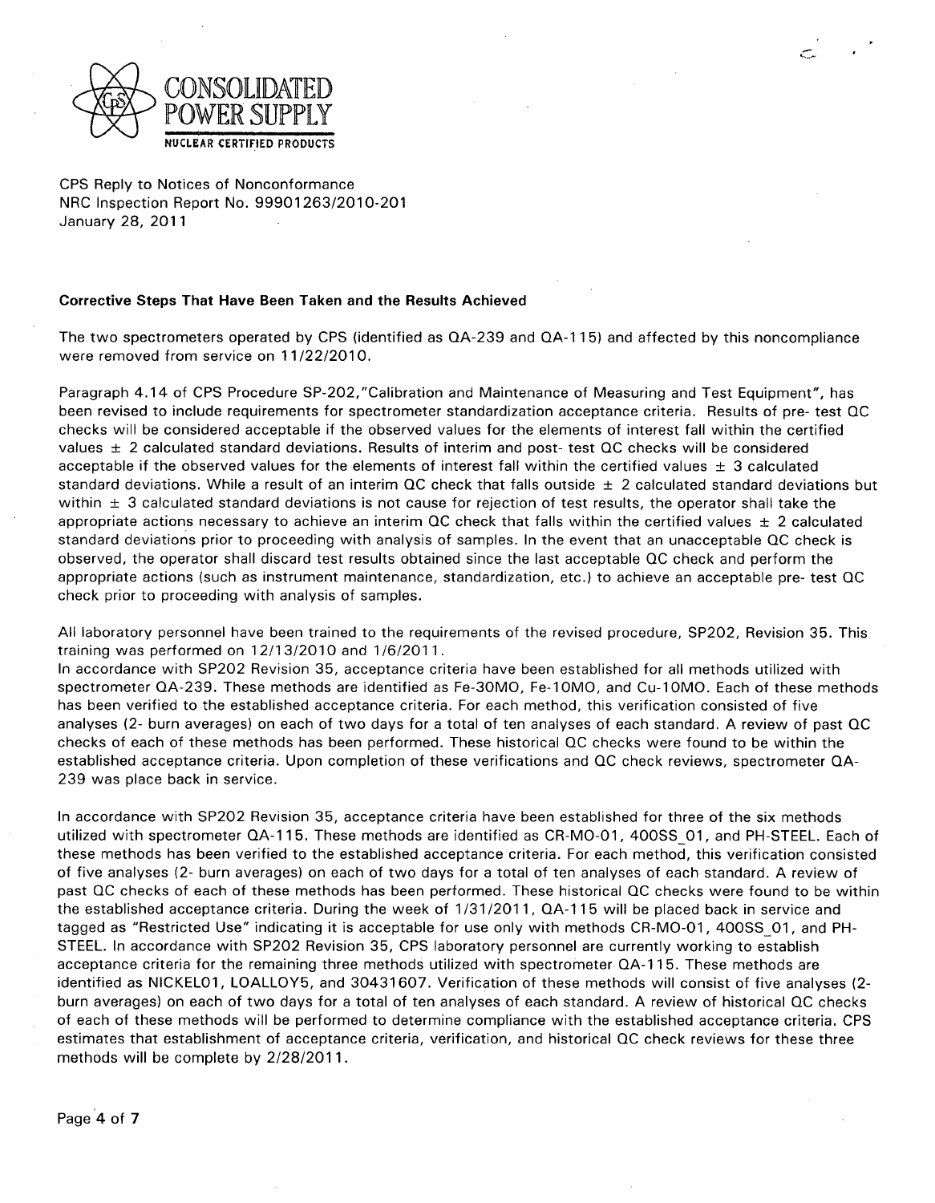CONSOLIDATED POWER SUPPLY

NUCLEAR CERTIFIED PRODUCTS

CPS Reply to Notices of Nonconformance
NRC Inspection Report No. 99901263/2010-201
January 28, 2011

**Corrective Steps That Have Been Taken and the Results Achieved**

The two spectrometers operated by CPS (identified as QA-239 and QA-115) and affected by this noncompliance were removed from service on 11/22/2010.

Paragraph 4.14 of CPS Procedure SP-202,"Calibration and Maintenance of Measuring and Test Equipment", has been revised to include requirements for spectrometer standardization acceptance criteria. Results of pre- test QC checks will be considered acceptable if the observed values for the elements of interest fall within the certified values $\pm$ 2 calculated standard deviations. Results of interim and post- test QC checks will be considered acceptable if the observed values for the elements of interest fall within the certified values $\pm$ 3 calculated standard deviations. While a result of an interim QC check that falls outside $\pm$ 2 calculated standard deviations but within $\pm$ 3 calculated standard deviations is not cause for rejection of test results, the operator shall take the appropriate actions necessary to achieve an interim QC check that falls within the certified values $\pm$ 2 calculated standard deviations prior to proceeding with analysis of samples. In the event that an unacceptable QC check is observed, the operator shall discard test results obtained since the last acceptable QC check and perform the appropriate actions (such as instrument maintenance, standardization, etc.) to achieve an acceptable pre- test QC check prior to proceeding with analysis of samples.

All laboratory personnel have been trained to the requirements of the revised procedure, SP202, Revision 35. This training was performed on 12/13/2010 and 1/6/2011.
In accordance with SP202 Revision 35, acceptance criteria have been established for all methods utilized with spectrometer QA-239. These methods are identified as Fe-30MO, Fe-10MO, and Cu-10MO. Each of these methods has been verified to the established acceptance criteria. For each method, this verification consisted of five analyses (2- burn averages) on each of two days for a total of ten analyses of each standard. A review of past QC checks of each of these methods has been performed. These historical QC checks were found to be within the established acceptance criteria. Upon completion of these verifications and QC check reviews, spectrometer QA-239 was place back in service.

In accordance with SP202 Revision 35, acceptance criteria have been established for three of the six methods utilized with spectrometer QA-115. These methods are identified as CR-MO-01, 400SS_01, and PH-STEEL. Each of these methods has been verified to the established acceptance criteria. For each method, this verification consisted of five analyses (2- burn averages) on each of two days for a total of ten analyses of each standard. A review of past QC checks of each of these methods has been performed. These historical QC checks were found to be within the established acceptance criteria. During the week of 1/31/2011, QA-115 will be placed back in service and tagged as "Restricted Use" indicating it is acceptable for use only with methods CR-MO-01, 400SS_01, and PH-STEEL. In accordance with SP202 Revision 35, CPS laboratory personnel are currently working to establish acceptance criteria for the remaining three methods utilized with spectrometer QA-115. These methods are identified as NICKEL01, LOALLOY5, and 30431607. Verification of these methods will consist of five analyses (2-burn averages) on each of two days for a total of ten analyses of each standard. A review of historical QC checks of each of these methods will be performed to determine compliance with the established acceptance criteria. CPS estimates that establishment of acceptance criteria, verification, and historical QC check reviews for these three methods will be complete by 2/28/2011.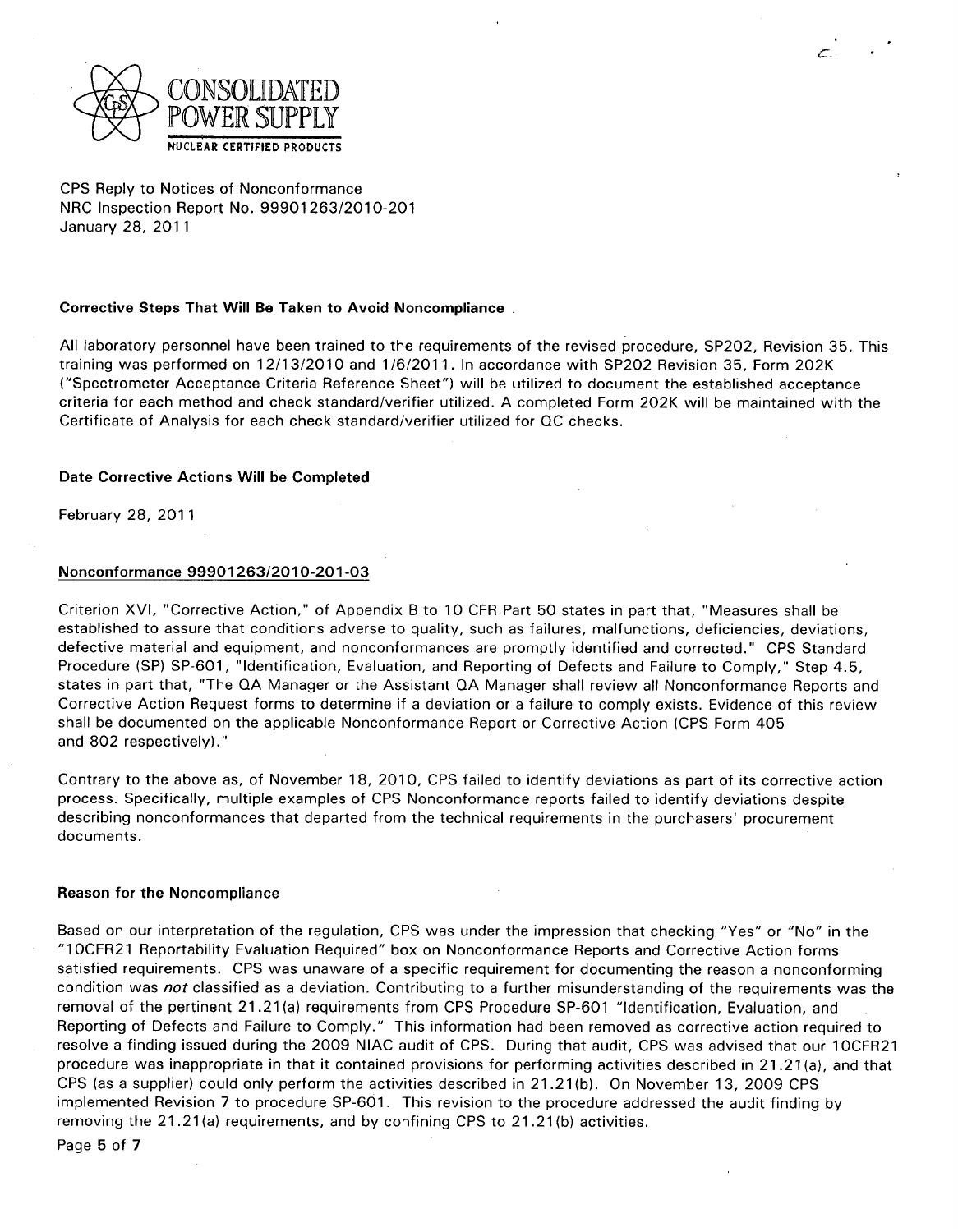CONSOLIDATED POWER SUPPLY
NUCLEAR CERTIFIED PRODUCTS

CPS Reply to Notices of Nonconformance
NRC Inspection Report No. 99901263/2010-201
January 28, 2011

**Corrective Steps That Will Be Taken to Avoid Noncompliance**

All laboratory personnel have been trained to the requirements of the revised procedure, SP202, Revision 35. This training was performed on 12/13/2010 and 1/6/2011. In accordance with SP202 Revision 35, Form 202K ("Spectrometer Acceptance Criteria Reference Sheet") will be utilized to document the established acceptance criteria for each method and check standard/verifier utilized. A completed Form 202K will be maintained with the Certificate of Analysis for each check standard/verifier utilized for QC checks.

**Date Corrective Actions Will be Completed**

February 28, 2011

**Nonconformance 99901263/2010-201-03**

Criterion XVI, "Corrective Action," of Appendix B to 10 CFR Part 50 states in part that, "Measures shall be established to assure that conditions adverse to quality, such as failures, malfunctions, deficiencies, deviations, defective material and equipment, and nonconformances are promptly identified and corrected." CPS Standard Procedure (SP) SP-601, "Identification, Evaluation, and Reporting of Defects and Failure to Comply," Step 4.5, states in part that, "The QA Manager or the Assistant QA Manager shall review all Nonconformance Reports and Corrective Action Request forms to determine if a deviation or a failure to comply exists. Evidence of this review shall be documented on the applicable Nonconformance Report or Corrective Action (CPS Form 405 and 802 respectively)."

Contrary to the above as, of November 18, 2010, CPS failed to identify deviations as part of its corrective action process. Specifically, multiple examples of CPS Nonconformance reports failed to identify deviations despite describing nonconformances that departed from the technical requirements in the purchasers' procurement documents.

**Reason for the Noncompliance**

Based on our interpretation of the regulation, CPS was under the impression that checking "Yes" or "No" in the "10CFR21 Reportability Evaluation Required" box on Nonconformance Reports and Corrective Action forms satisfied requirements. CPS was unaware of a specific requirement for documenting the reason a nonconforming condition was *not* classified as a deviation. Contributing to a further misunderstanding of the requirements was the removal of the pertinent 21.21(a) requirements from CPS Procedure SP-601 "Identification, Evaluation, and Reporting of Defects and Failure to Comply." This information had been removed as corrective action required to resolve a finding issued during the 2009 NIAC audit of CPS. During that audit, CPS was advised that our 10CFR21 procedure was inappropriate in that it contained provisions for performing activities described in 21.21(a), and that CPS (as a supplier) could only perform the activities described in 21.21(b). On November 13, 2009 CPS implemented Revision 7 to procedure SP-601. This revision to the procedure addressed the audit finding by removing the 21.21(a) requirements, and by confining CPS to 21.21(b) activities.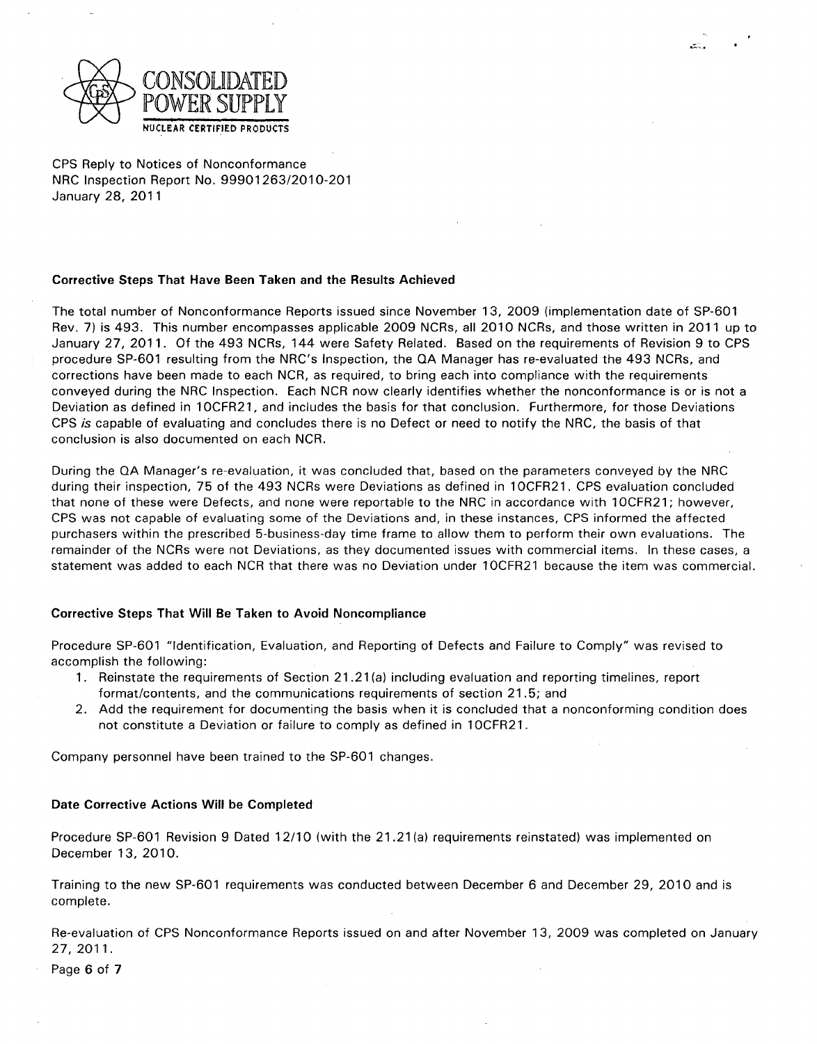CONSOLIDATED POWER SUPPLY
NUCLEAR CERTIFIED PRODUCTS

CPS Reply to Notices of Nonconformance
NRC Inspection Report No. 99901263/2010-201
January 28, 2011

**Corrective Steps That Have Been Taken and the Results Achieved**

The total number of Nonconformance Reports issued since November 13, 2009 (implementation date of SP-601 Rev. 7) is 493. This number encompasses applicable 2009 NCRs, all 2010 NCRs, and those written in 2011 up to January 27, 2011. Of the 493 NCRs, 144 were Safety Related. Based on the requirements of Revision 9 to CPS procedure SP-601 resulting from the NRC's Inspection, the QA Manager has re-evaluated the 493 NCRs, and corrections have been made to each NCR, as required, to bring each into compliance with the requirements conveyed during the NRC Inspection. Each NCR now clearly identifies whether the nonconformance is or is not a Deviation as defined in 10CFR21, and includes the basis for that conclusion. Furthermore, for those Deviations CPS *is* capable of evaluating and concludes there is no Defect or need to notify the NRC, the basis of that conclusion is also documented on each NCR.

During the QA Manager's re-evaluation, it was concluded that, based on the parameters conveyed by the NRC during their inspection, 75 of the 493 NCRs were Deviations as defined in 10CFR21. CPS evaluation concluded that none of these were Defects, and none were reportable to the NRC in accordance with 10CFR21; however, CPS was not capable of evaluating some of the Deviations and, in these instances, CPS informed the affected purchasers within the prescribed 5-business-day time frame to allow them to perform their own evaluations. The remainder of the NCRs were not Deviations, as they documented issues with commercial items. In these cases, a statement was added to each NCR that there was no Deviation under 10CFR21 because the item was commercial.

**Corrective Steps That Will Be Taken to Avoid Noncompliance**

Procedure SP-601 "Identification, Evaluation, and Reporting of Defects and Failure to Comply" was revised to accomplish the following:

1. Reinstate the requirements of Section 21.21(a) including evaluation and reporting timelines, report format/contents, and the communications requirements of section 21.5; and
2. Add the requirement for documenting the basis when it is concluded that a nonconforming condition does not constitute a Deviation or failure to comply as defined in 10CFR21.

Company personnel have been trained to the SP-601 changes.

**Date Corrective Actions Will be Completed**

Procedure SP-601 Revision 9 Dated 12/10 (with the 21.21(a) requirements reinstated) was implemented on December 13, 2010.

Training to the new SP-601 requirements was conducted between December 6 and December 29, 2010 and is complete.

Re-evaluation of CPS Nonconformance Reports issued on and after November 13, 2009 was completed on January 27, 2011.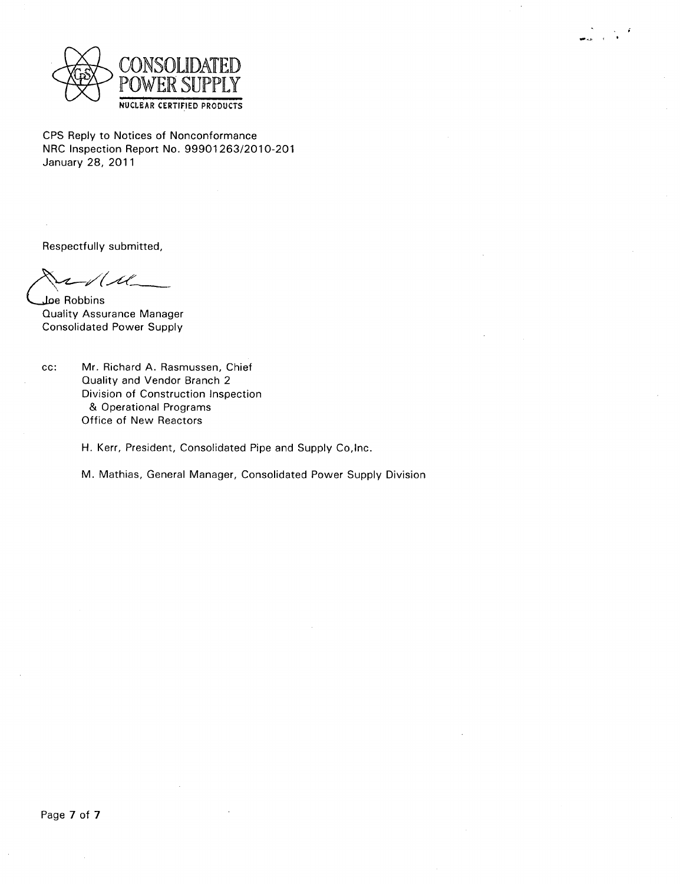CONSOLIDATED POWER SUPPLY

NUCLEAR CERTIFIED PRODUCTS

CPS Reply to Notices of Nonconformance
NRC Inspection Report No. 99901263/2010-201
January 28, 2011

Respectfully submitted,

Joe Robbins
Quality Assurance Manager
Consolidated Power Supply

cc: Mr. Richard A. Rasmussen, Chief
Quality and Vendor Branch 2
Division of Construction Inspection
& Operational Programs
Office of New Reactors

H. Kerr, President, Consolidated Pipe and Supply Co,Inc.

M. Mathias, General Manager, Consolidated Power Supply Division